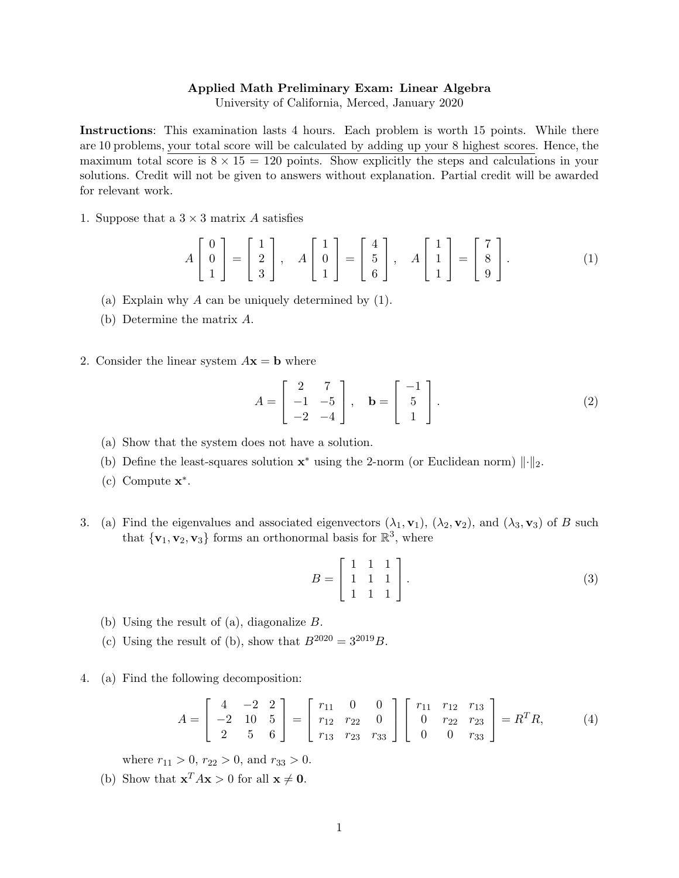**Applied Math Preliminary Exam: Linear Algebra**
University of California, Merced, January 2020

**Instructions**: This examination lasts 4 hours. Each problem is worth 15 points. While there are 10 problems, your total score will be calculated by adding up your 8 highest scores. Hence, the maximum total score is $8 \times 15 = 120$ points. Show explicitly the steps and calculations in your solutions. Credit will not be given to answers without explanation. Partial credit will be awarded for relevant work.

1. Suppose that a $3 \times 3$ matrix $A$ satisfies

$$A \begin{bmatrix} 0 \\ 0 \\ 1 \end{bmatrix} = \begin{bmatrix} 1 \\ 2 \\ 3 \end{bmatrix}, \quad A \begin{bmatrix} 1 \\ 0 \\ 1 \end{bmatrix} = \begin{bmatrix} 4 \\ 5 \\ 6 \end{bmatrix}, \quad A \begin{bmatrix} 1 \\ 1 \\ 1 \end{bmatrix} = \begin{bmatrix} 7 \\ 8 \\ 9 \end{bmatrix}. \tag{1}$$

   (a) Explain why $A$ can be uniquely determined by (1).

   (b) Determine the matrix $A$.

2. Consider the linear system $A\mathbf{x} = \mathbf{b}$ where

$$A = \begin{bmatrix} 2 & 7 \\ -1 & -5 \\ -2 & -4 \end{bmatrix}, \quad \mathbf{b} = \begin{bmatrix} -1 \\ 5 \\ 1 \end{bmatrix}. \tag{2}$$

   (a) Show that the system does not have a solution.

   (b) Define the least-squares solution $\mathbf{x}^*$ using the 2-norm (or Euclidean norm) $\|\cdot\|_2$.

   (c) Compute $\mathbf{x}^*$.

3. (a) Find the eigenvalues and associated eigenvectors $(\lambda_1, \mathbf{v}_1)$, $(\lambda_2, \mathbf{v}_2)$, and $(\lambda_3, \mathbf{v}_3)$ of $B$ such that $\{\mathbf{v}_1, \mathbf{v}_2, \mathbf{v}_3\}$ forms an orthonormal basis for $\mathbb{R}^3$, where

$$B = \begin{bmatrix} 1 & 1 & 1 \\ 1 & 1 & 1 \\ 1 & 1 & 1 \end{bmatrix}. \tag{3}$$

   (b) Using the result of (a), diagonalize $B$.

   (c) Using the result of (b), show that $B^{2020} = 3^{2019} B$.

4. (a) Find the following decomposition:

$$A = \begin{bmatrix} 4 & -2 & 2 \\ -2 & 10 & 5 \\ 2 & 5 & 6 \end{bmatrix} = \begin{bmatrix} r_{11} & 0 & 0 \\ r_{12} & r_{22} & 0 \\ r_{13} & r_{23} & r_{33} \end{bmatrix} \begin{bmatrix} r_{11} & r_{12} & r_{13} \\ 0 & r_{22} & r_{23} \\ 0 & 0 & r_{33} \end{bmatrix} = R^T R, \tag{4}$$

   where $r_{11} > 0$, $r_{22} > 0$, and $r_{33} > 0$.

   (b) Show that $\mathbf{x}^T A \mathbf{x} > 0$ for all $\mathbf{x} \neq \mathbf{0}$.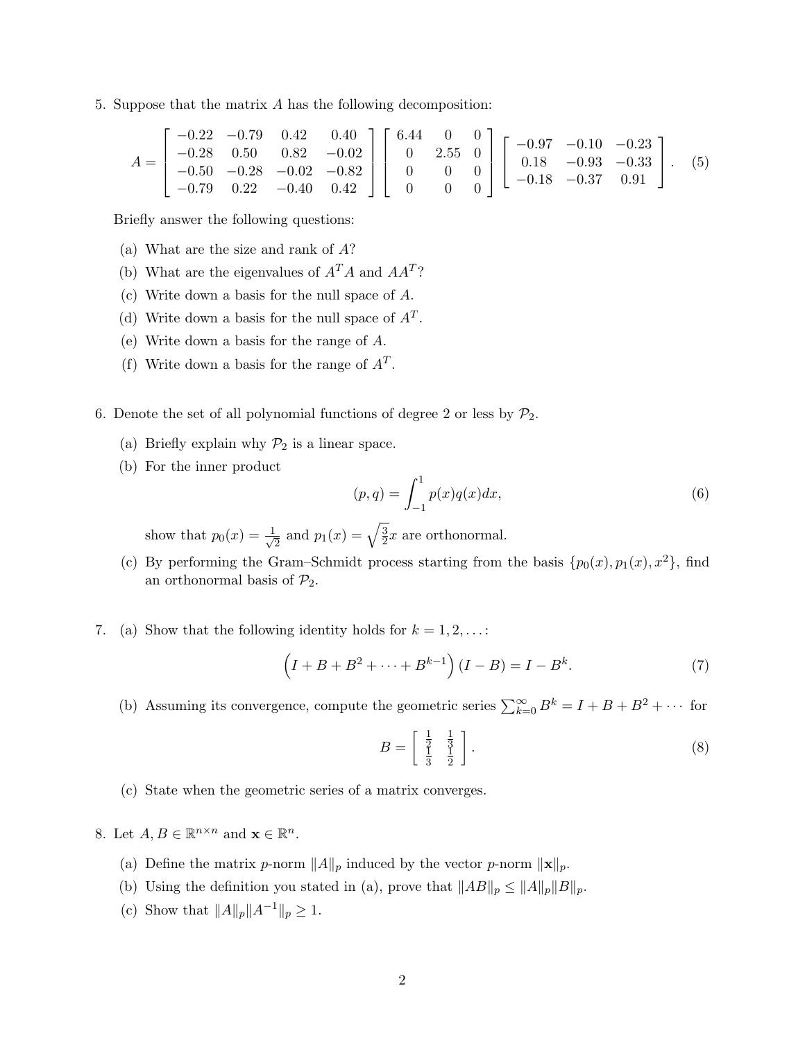5. Suppose that the matrix $A$ has the following decomposition:

$$A = \begin{bmatrix} -0.22 & -0.79 & 0.42 & 0.40 \\ -0.28 & 0.50 & 0.82 & -0.02 \\ -0.50 & -0.28 & -0.02 & -0.82 \\ -0.79 & 0.22 & -0.40 & 0.42 \end{bmatrix} \begin{bmatrix} 6.44 & 0 & 0 \\ 0 & 2.55 & 0 \\ 0 & 0 & 0 \\ 0 & 0 & 0 \end{bmatrix} \begin{bmatrix} -0.97 & -0.10 & -0.23 \\ 0.18 & -0.93 & -0.33 \\ -0.18 & -0.37 & 0.91 \end{bmatrix}. \tag{5}$$

Briefly answer the following questions:

(a) What are the size and rank of $A$?

(b) What are the eigenvalues of $A^T A$ and $AA^T$?

(c) Write down a basis for the null space of $A$.

(d) Write down a basis for the null space of $A^T$.

(e) Write down a basis for the range of $A$.

(f) Write down a basis for the range of $A^T$.

6. Denote the set of all polynomial functions of degree 2 or less by $\mathcal{P}_2$.

(a) Briefly explain why $\mathcal{P}_2$ is a linear space.

(b) For the inner product

$$(p, q) = \int_{-1}^{1} p(x)q(x)dx, \tag{6}$$

show that $p_0(x) = \frac{1}{\sqrt{2}}$ and $p_1(x) = \sqrt{\frac{3}{2}}x$ are orthonormal.

(c) By performing the Gram–Schmidt process starting from the basis $\{p_0(x), p_1(x), x^2\}$, find an orthonormal basis of $\mathcal{P}_2$.

7. (a) Show that the following identity holds for $k = 1, 2, \ldots$:

$$\left(I + B + B^2 + \cdots + B^{k-1}\right)(I - B) = I - B^k. \tag{7}$$

(b) Assuming its convergence, compute the geometric series $\sum_{k=0}^{\infty} B^k = I + B + B^2 + \cdots$ for

$$B = \begin{bmatrix} \frac{1}{2} & \frac{1}{3} \\ \frac{1}{3} & \frac{1}{2} \end{bmatrix}. \tag{8}$$

(c) State when the geometric series of a matrix converges.

8. Let $A, B \in \mathbb{R}^{n \times n}$ and $\mathbf{x} \in \mathbb{R}^n$.

(a) Define the matrix $p$-norm $\|A\|_p$ induced by the vector $p$-norm $\|\mathbf{x}\|_p$.

(b) Using the definition you stated in (a), prove that $\|AB\|_p \leq \|A\|_p \|B\|_p$.

(c) Show that $\|A\|_p \|A^{-1}\|_p \geq 1$.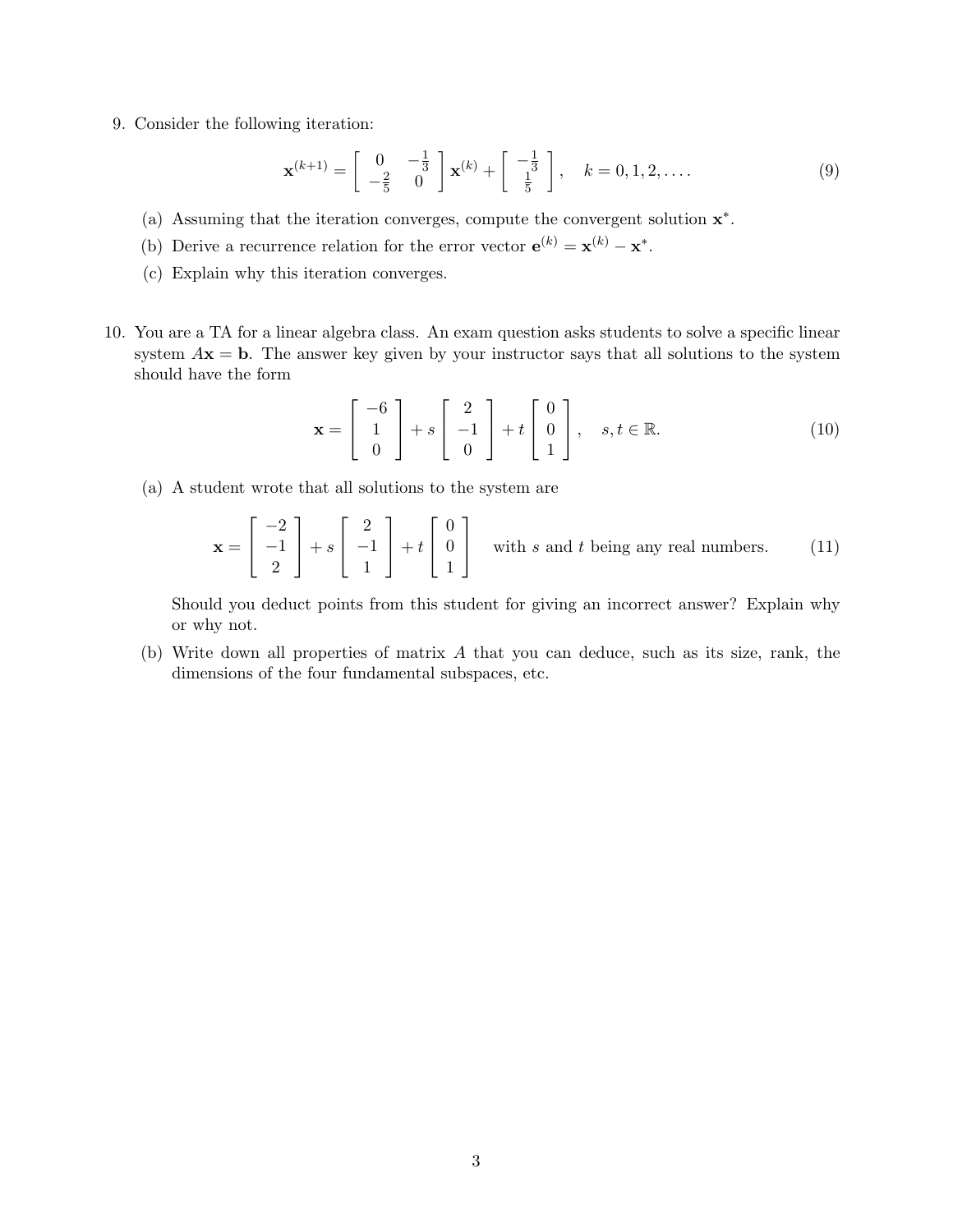9. Consider the following iteration:

$$\mathbf{x}^{(k+1)} = \begin{bmatrix} 0 & -\frac{1}{3} \\ -\frac{2}{5} & 0 \end{bmatrix} \mathbf{x}^{(k)} + \begin{bmatrix} -\frac{1}{3} \\ \frac{1}{5} \end{bmatrix}, \quad k = 0, 1, 2, \ldots. \tag{9}$$

   (a) Assuming that the iteration converges, compute the convergent solution $\mathbf{x}^*$.

   (b) Derive a recurrence relation for the error vector $\mathbf{e}^{(k)} = \mathbf{x}^{(k)} - \mathbf{x}^*$.

   (c) Explain why this iteration converges.

10. You are a TA for a linear algebra class. An exam question asks students to solve a specific linear system $A\mathbf{x} = \mathbf{b}$. The answer key given by your instructor says that all solutions to the system should have the form

$$\mathbf{x} = \begin{bmatrix} -6 \\ 1 \\ 0 \end{bmatrix} + s \begin{bmatrix} 2 \\ -1 \\ 0 \end{bmatrix} + t \begin{bmatrix} 0 \\ 0 \\ 1 \end{bmatrix}, \quad s, t \in \mathbb{R}. \tag{10}$$

   (a) A student wrote that all solutions to the system are

$$\mathbf{x} = \begin{bmatrix} -2 \\ -1 \\ 2 \end{bmatrix} + s \begin{bmatrix} 2 \\ -1 \\ 1 \end{bmatrix} + t \begin{bmatrix} 0 \\ 0 \\ 1 \end{bmatrix} \quad \text{with } s \text{ and } t \text{ being any real numbers.} \tag{11}$$

   Should you deduct points from this student for giving an incorrect answer? Explain why or why not.

   (b) Write down all properties of matrix $A$ that you can deduce, such as its size, rank, the dimensions of the four fundamental subspaces, etc.